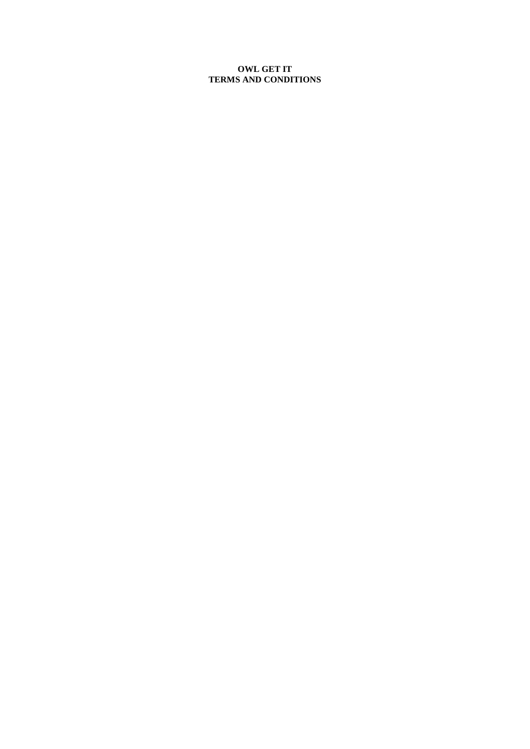# OWL GET IT
# TERMS AND CONDITIONS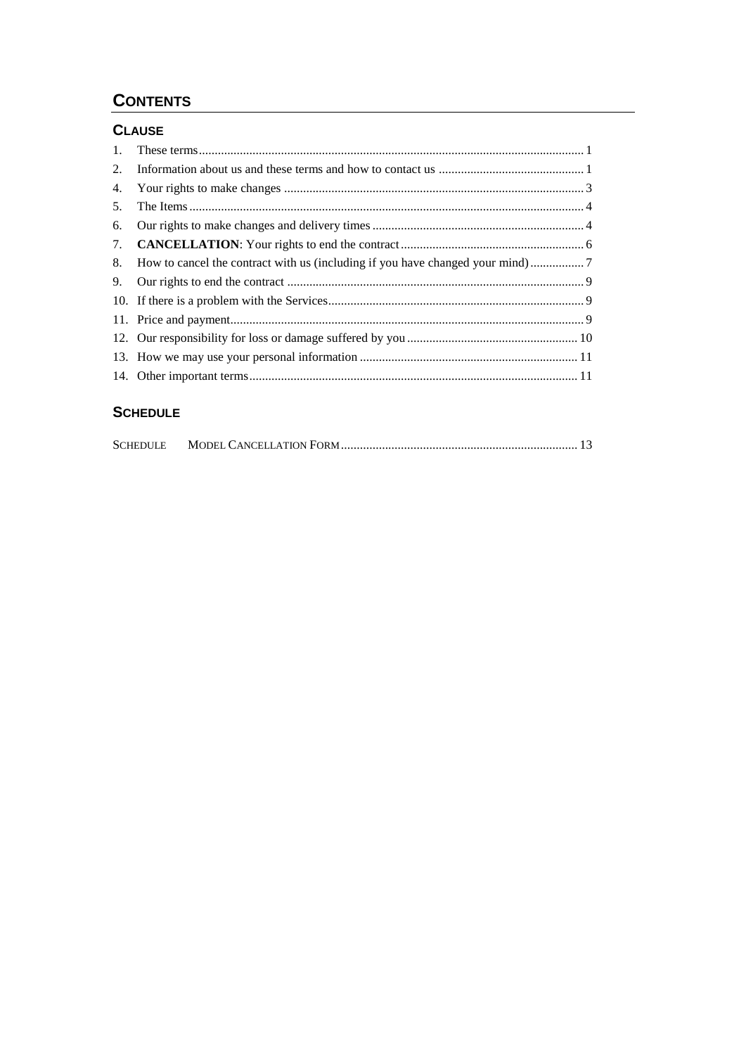## CONTENTS

### CLAUSE

1. These terms ........................................................................................................................ 1
2. Information about us and these terms and how to contact us ............................................. 1
4. Your rights to make changes ............................................................................................. 3
5. The Items ........................................................................................................................... 4
6. Our rights to make changes and delivery times ................................................................. 4
7. **CANCELLATION**: Your rights to end the contract ......................................................... 6
8. How to cancel the contract with us (including if you have changed your mind) ................ 7
9. Our rights to end the contract ............................................................................................ 9
10. If there is a problem with the Services ............................................................................... 9
11. Price and payment .............................................................................................................. 9
12. Our responsibility for loss or damage suffered by you ..................................................... 10
13. How we may use your personal information ................................................................... 11
14. Other important terms ...................................................................................................... 11

### SCHEDULE

SCHEDULE MODEL CANCELLATION FORM ......................................................................... 13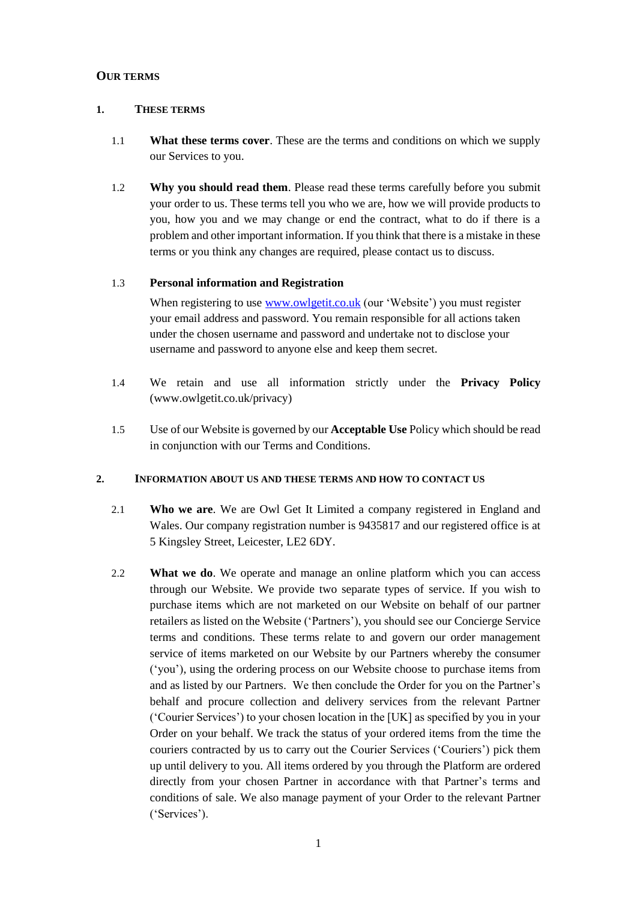# Our terms

## 1. These terms

1.1 **What these terms cover**. These are the terms and conditions on which we supply our Services to you.

1.2 **Why you should read them**. Please read these terms carefully before you submit your order to us. These terms tell you who we are, how we will provide products to you, how you and we may change or end the contract, what to do if there is a problem and other important information. If you think that there is a mistake in these terms or you think any changes are required, please contact us to discuss.

1.3 **Personal information and Registration**

When registering to use [www.owlgetit.co.uk](www.owlgetit.co.uk) (our 'Website') you must register your email address and password. You remain responsible for all actions taken under the chosen username and password and undertake not to disclose your username and password to anyone else and keep them secret.

1.4 We retain and use all information strictly under the **Privacy Policy** (www.owlgetit.co.uk/privacy)

1.5 Use of our Website is governed by our **Acceptable Use** Policy which should be read in conjunction with our Terms and Conditions.

## 2. Information about us and these terms and how to contact us

2.1 **Who we are**. We are Owl Get It Limited a company registered in England and Wales. Our company registration number is 9435817 and our registered office is at 5 Kingsley Street, Leicester, LE2 6DY.

2.2 **What we do**. We operate and manage an online platform which you can access through our Website. We provide two separate types of service. If you wish to purchase items which are not marketed on our Website on behalf of our partner retailers as listed on the Website ('Partners'), you should see our Concierge Service terms and conditions. These terms relate to and govern our order management service of items marketed on our Website by our Partners whereby the consumer ('you'), using the ordering process on our Website choose to purchase items from and as listed by our Partners. We then conclude the Order for you on the Partner's behalf and procure collection and delivery services from the relevant Partner ('Courier Services') to your chosen location in the [UK] as specified by you in your Order on your behalf. We track the status of your ordered items from the time the couriers contracted by us to carry out the Courier Services ('Couriers') pick them up until delivery to you. All items ordered by you through the Platform are ordered directly from your chosen Partner in accordance with that Partner's terms and conditions of sale. We also manage payment of your Order to the relevant Partner ('Services').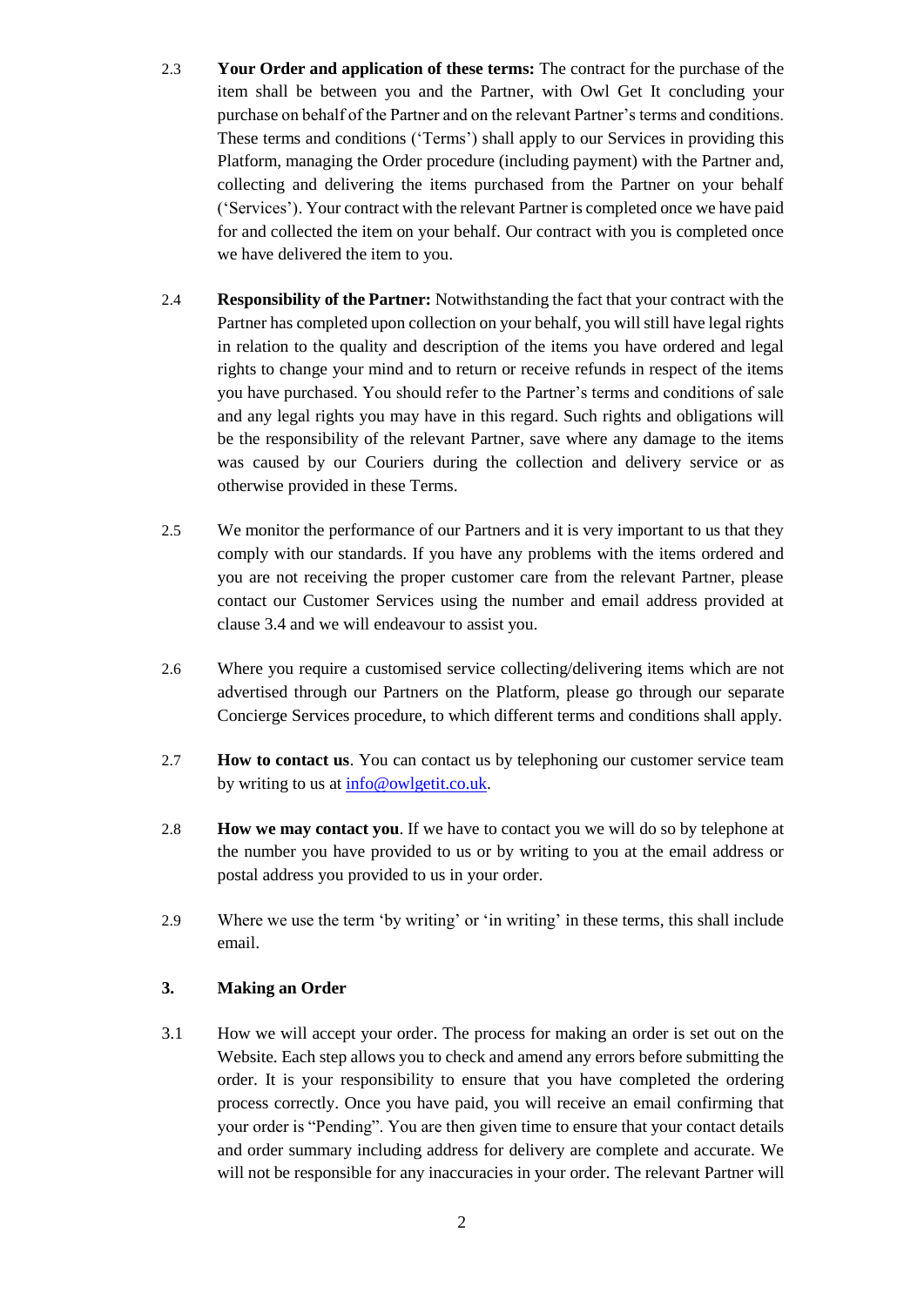2.3 **Your Order and application of these terms:** The contract for the purchase of the item shall be between you and the Partner, with Owl Get It concluding your purchase on behalf of the Partner and on the relevant Partner's terms and conditions. These terms and conditions ('Terms') shall apply to our Services in providing this Platform, managing the Order procedure (including payment) with the Partner and, collecting and delivering the items purchased from the Partner on your behalf ('Services'). Your contract with the relevant Partner is completed once we have paid for and collected the item on your behalf. Our contract with you is completed once we have delivered the item to you.

2.4 **Responsibility of the Partner:** Notwithstanding the fact that your contract with the Partner has completed upon collection on your behalf, you will still have legal rights in relation to the quality and description of the items you have ordered and legal rights to change your mind and to return or receive refunds in respect of the items you have purchased. You should refer to the Partner's terms and conditions of sale and any legal rights you may have in this regard. Such rights and obligations will be the responsibility of the relevant Partner, save where any damage to the items was caused by our Couriers during the collection and delivery service or as otherwise provided in these Terms.

2.5 We monitor the performance of our Partners and it is very important to us that they comply with our standards. If you have any problems with the items ordered and you are not receiving the proper customer care from the relevant Partner, please contact our Customer Services using the number and email address provided at clause 3.4 and we will endeavour to assist you.

2.6 Where you require a customised service collecting/delivering items which are not advertised through our Partners on the Platform, please go through our separate Concierge Services procedure, to which different terms and conditions shall apply.

2.7 **How to contact us**. You can contact us by telephoning our customer service team by writing to us at [info@owlgetit.co.uk](mailto:info@owlgetit.co.uk).

2.8 **How we may contact you**. If we have to contact you we will do so by telephone at the number you have provided to us or by writing to you at the email address or postal address you provided to us in your order.

2.9 Where we use the term 'by writing' or 'in writing' in these terms, this shall include email.

## 3. Making an Order

3.1 How we will accept your order. The process for making an order is set out on the Website. Each step allows you to check and amend any errors before submitting the order. It is your responsibility to ensure that you have completed the ordering process correctly. Once you have paid, you will receive an email confirming that your order is "Pending". You are then given time to ensure that your contact details and order summary including address for delivery are complete and accurate. We will not be responsible for any inaccuracies in your order. The relevant Partner will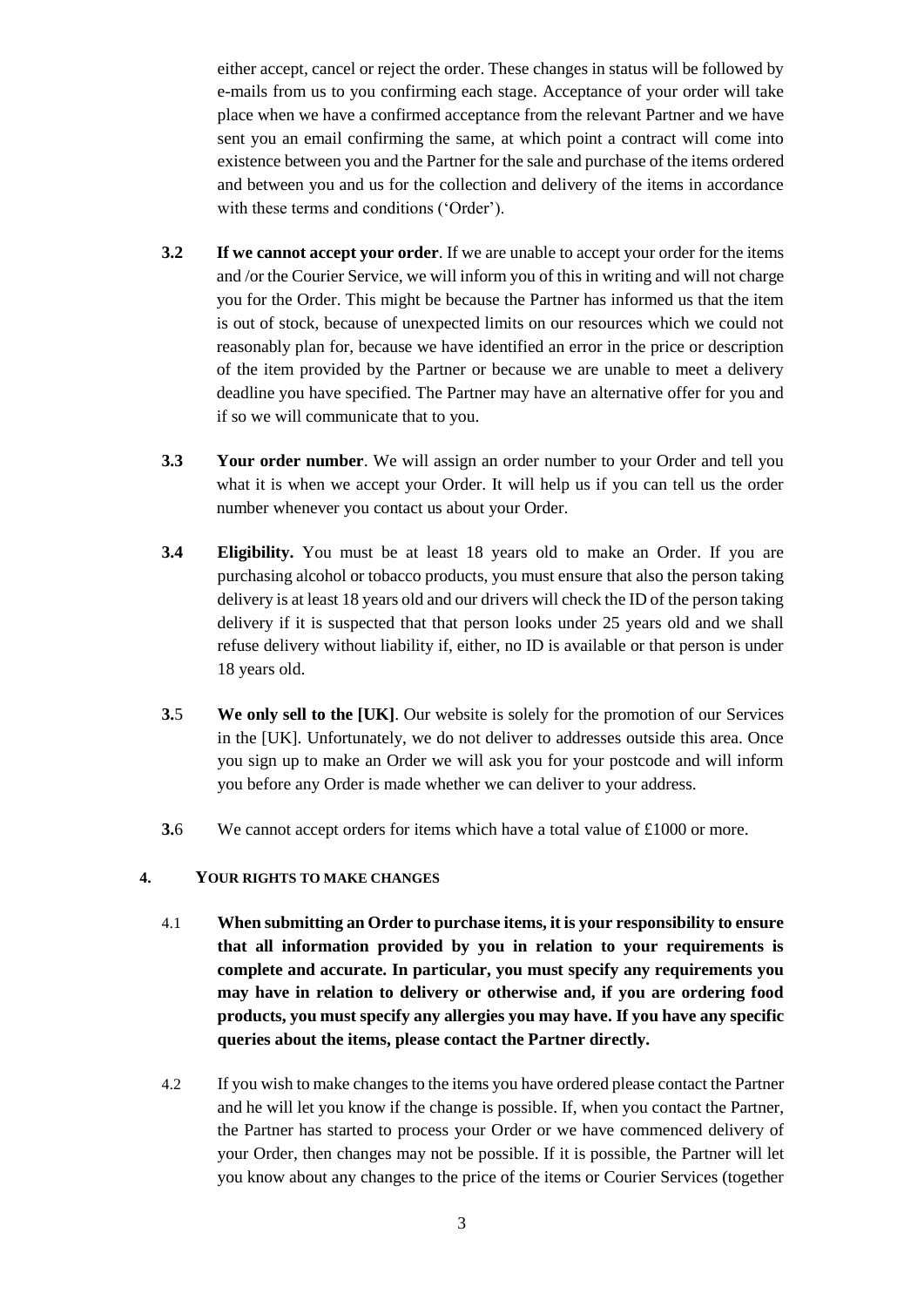either accept, cancel or reject the order. These changes in status will be followed by e-mails from us to you confirming each stage. Acceptance of your order will take place when we have a confirmed acceptance from the relevant Partner and we have sent you an email confirming the same, at which point a contract will come into existence between you and the Partner for the sale and purchase of the items ordered and between you and us for the collection and delivery of the items in accordance with these terms and conditions ('Order').

**3.2** **If we cannot accept your order**. If we are unable to accept your order for the items and /or the Courier Service, we will inform you of this in writing and will not charge you for the Order. This might be because the Partner has informed us that the item is out of stock, because of unexpected limits on our resources which we could not reasonably plan for, because we have identified an error in the price or description of the item provided by the Partner or because we are unable to meet a delivery deadline you have specified. The Partner may have an alternative offer for you and if so we will communicate that to you.

**3.3** **Your order number**. We will assign an order number to your Order and tell you what it is when we accept your Order. It will help us if you can tell us the order number whenever you contact us about your Order.

**3.4** **Eligibility.** You must be at least 18 years old to make an Order. If you are purchasing alcohol or tobacco products, you must ensure that also the person taking delivery is at least 18 years old and our drivers will check the ID of the person taking delivery if it is suspected that that person looks under 25 years old and we shall refuse delivery without liability if, either, no ID is available or that person is under 18 years old.

**3.**5 **We only sell to the [UK]**. Our website is solely for the promotion of our Services in the [UK]. Unfortunately, we do not deliver to addresses outside this area. Once you sign up to make an Order we will ask you for your postcode and will inform you before any Order is made whether we can deliver to your address.

**3.**6 We cannot accept orders for items which have a total value of £1000 or more.

## 4. YOUR RIGHTS TO MAKE CHANGES

4.1 **When submitting an Order to purchase items, it is your responsibility to ensure that all information provided by you in relation to your requirements is complete and accurate. In particular, you must specify any requirements you may have in relation to delivery or otherwise and, if you are ordering food products, you must specify any allergies you may have. If you have any specific queries about the items, please contact the Partner directly.**

4.2 If you wish to make changes to the items you have ordered please contact the Partner and he will let you know if the change is possible. If, when you contact the Partner, the Partner has started to process your Order or we have commenced delivery of your Order, then changes may not be possible. If it is possible, the Partner will let you know about any changes to the price of the items or Courier Services (together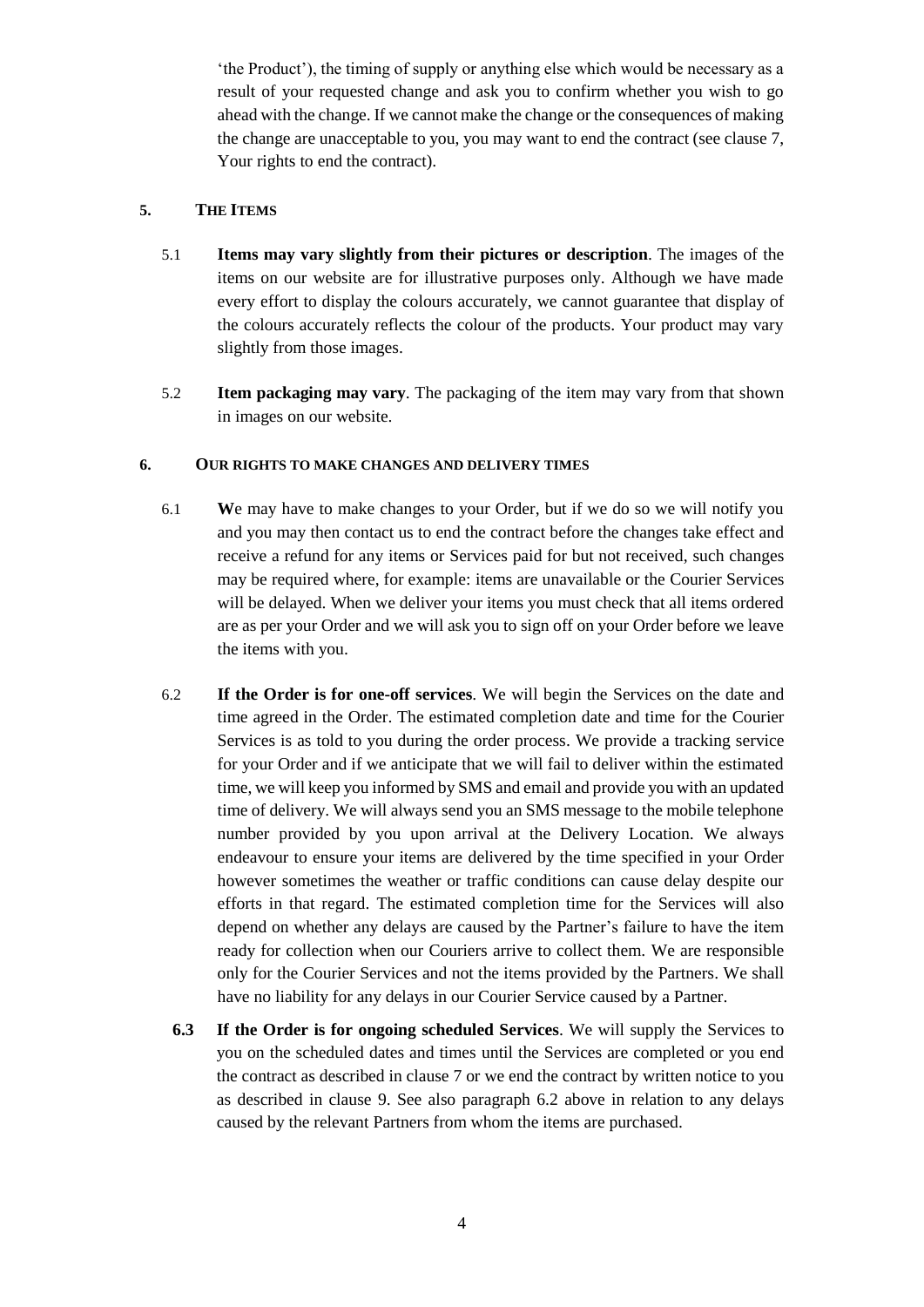'the Product'), the timing of supply or anything else which would be necessary as a result of your requested change and ask you to confirm whether you wish to go ahead with the change. If we cannot make the change or the consequences of making the change are unacceptable to you, you may want to end the contract (see clause 7, Your rights to end the contract).

## 5. THE ITEMS

5.1 **Items may vary slightly from their pictures or description**. The images of the items on our website are for illustrative purposes only. Although we have made every effort to display the colours accurately, we cannot guarantee that display of the colours accurately reflects the colour of the products. Your product may vary slightly from those images.

5.2 **Item packaging may vary**. The packaging of the item may vary from that shown in images on our website.

## 6. OUR RIGHTS TO MAKE CHANGES AND DELIVERY TIMES

6.1 **W**e may have to make changes to your Order, but if we do so we will notify you and you may then contact us to end the contract before the changes take effect and receive a refund for any items or Services paid for but not received, such changes may be required where, for example: items are unavailable or the Courier Services will be delayed. When we deliver your items you must check that all items ordered are as per your Order and we will ask you to sign off on your Order before we leave the items with you.

6.2 **If the Order is for one-off services**. We will begin the Services on the date and time agreed in the Order. The estimated completion date and time for the Courier Services is as told to you during the order process. We provide a tracking service for your Order and if we anticipate that we will fail to deliver within the estimated time, we will keep you informed by SMS and email and provide you with an updated time of delivery. We will always send you an SMS message to the mobile telephone number provided by you upon arrival at the Delivery Location. We always endeavour to ensure your items are delivered by the time specified in your Order however sometimes the weather or traffic conditions can cause delay despite our efforts in that regard. The estimated completion time for the Services will also depend on whether any delays are caused by the Partner's failure to have the item ready for collection when our Couriers arrive to collect them. We are responsible only for the Courier Services and not the items provided by the Partners. We shall have no liability for any delays in our Courier Service caused by a Partner.

**6.3** **If the Order is for ongoing scheduled Services**. We will supply the Services to you on the scheduled dates and times until the Services are completed or you end the contract as described in clause 7 or we end the contract by written notice to you as described in clause 9. See also paragraph 6.2 above in relation to any delays caused by the relevant Partners from whom the items are purchased.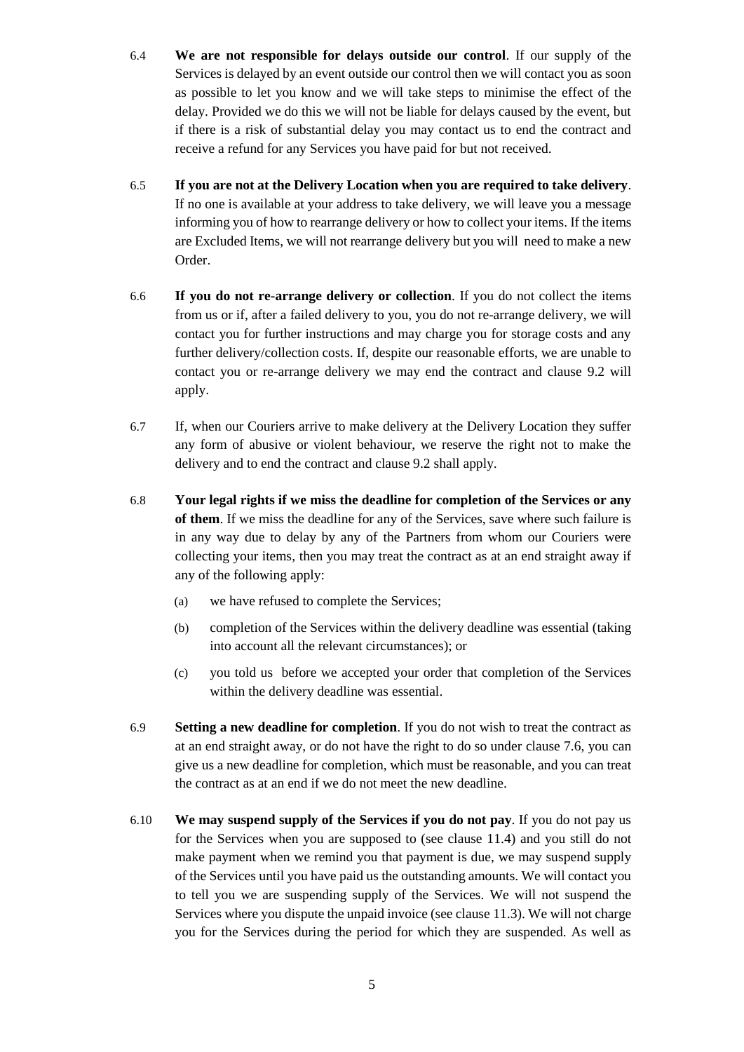6.4 **We are not responsible for delays outside our control**. If our supply of the Services is delayed by an event outside our control then we will contact you as soon as possible to let you know and we will take steps to minimise the effect of the delay. Provided we do this we will not be liable for delays caused by the event, but if there is a risk of substantial delay you may contact us to end the contract and receive a refund for any Services you have paid for but not received.

6.5 **If you are not at the Delivery Location when you are required to take delivery**. If no one is available at your address to take delivery, we will leave you a message informing you of how to rearrange delivery or how to collect your items. If the items are Excluded Items, we will not rearrange delivery but you will need to make a new Order.

6.6 **If you do not re-arrange delivery or collection**. If you do not collect the items from us or if, after a failed delivery to you, you do not re-arrange delivery, we will contact you for further instructions and may charge you for storage costs and any further delivery/collection costs. If, despite our reasonable efforts, we are unable to contact you or re-arrange delivery we may end the contract and clause 9.2 will apply.

6.7 If, when our Couriers arrive to make delivery at the Delivery Location they suffer any form of abusive or violent behaviour, we reserve the right not to make the delivery and to end the contract and clause 9.2 shall apply.

6.8 **Your legal rights if we miss the deadline for completion of the Services or any of them**. If we miss the deadline for any of the Services, save where such failure is in any way due to delay by any of the Partners from whom our Couriers were collecting your items, then you may treat the contract as at an end straight away if any of the following apply:

(a) we have refused to complete the Services;

(b) completion of the Services within the delivery deadline was essential (taking into account all the relevant circumstances); or

(c) you told us before we accepted your order that completion of the Services within the delivery deadline was essential.

6.9 **Setting a new deadline for completion**. If you do not wish to treat the contract as at an end straight away, or do not have the right to do so under clause 7.6, you can give us a new deadline for completion, which must be reasonable, and you can treat the contract as at an end if we do not meet the new deadline.

6.10 **We may suspend supply of the Services if you do not pay**. If you do not pay us for the Services when you are supposed to (see clause 11.4) and you still do not make payment when we remind you that payment is due, we may suspend supply of the Services until you have paid us the outstanding amounts. We will contact you to tell you we are suspending supply of the Services. We will not suspend the Services where you dispute the unpaid invoice (see clause 11.3). We will not charge you for the Services during the period for which they are suspended. As well as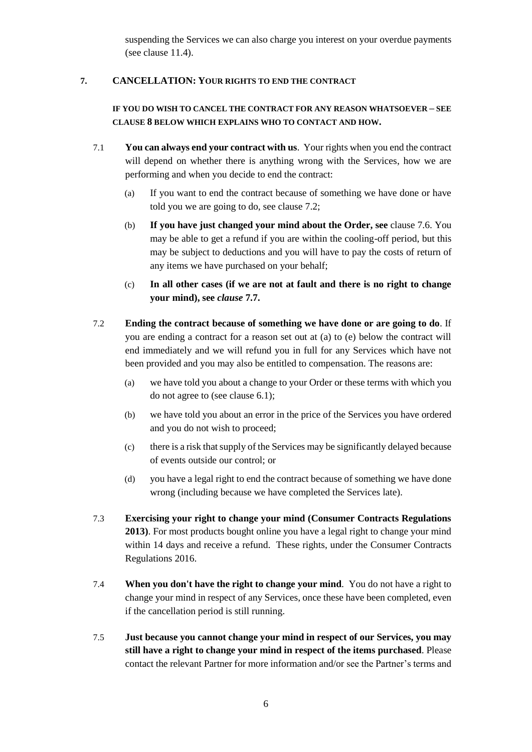suspending the Services we can also charge you interest on your overdue payments (see clause 11.4).

## 7. CANCELLATION: YOUR RIGHTS TO END THE CONTRACT

**IF YOU DO WISH TO CANCEL THE CONTRACT FOR ANY REASON WHATSOEVER – SEE CLAUSE 8 BELOW WHICH EXPLAINS WHO TO CONTACT AND HOW.**

7.1 **You can always end your contract with us**. Your rights when you end the contract will depend on whether there is anything wrong with the Services, how we are performing and when you decide to end the contract:

(a) If you want to end the contract because of something we have done or have told you we are going to do, see clause 7.2;

(b) **If you have just changed your mind about the Order, see** clause 7.6. You may be able to get a refund if you are within the cooling-off period, but this may be subject to deductions and you will have to pay the costs of return of any items we have purchased on your behalf;

(c) **In all other cases (if we are not at fault and there is no right to change your mind), see *clause* 7.7.**

7.2 **Ending the contract because of something we have done or are going to do**. If you are ending a contract for a reason set out at (a) to (e) below the contract will end immediately and we will refund you in full for any Services which have not been provided and you may also be entitled to compensation. The reasons are:

(a) we have told you about a change to your Order or these terms with which you do not agree to (see clause 6.1);

(b) we have told you about an error in the price of the Services you have ordered and you do not wish to proceed;

(c) there is a risk that supply of the Services may be significantly delayed because of events outside our control; or

(d) you have a legal right to end the contract because of something we have done wrong (including because we have completed the Services late).

7.3 **Exercising your right to change your mind (Consumer Contracts Regulations 2013)**. For most products bought online you have a legal right to change your mind within 14 days and receive a refund. These rights, under the Consumer Contracts Regulations 2016.

7.4 **When you don't have the right to change your mind**. You do not have a right to change your mind in respect of any Services, once these have been completed, even if the cancellation period is still running.

7.5 **Just because you cannot change your mind in respect of our Services, you may still have a right to change your mind in respect of the items purchased**. Please contact the relevant Partner for more information and/or see the Partner's terms and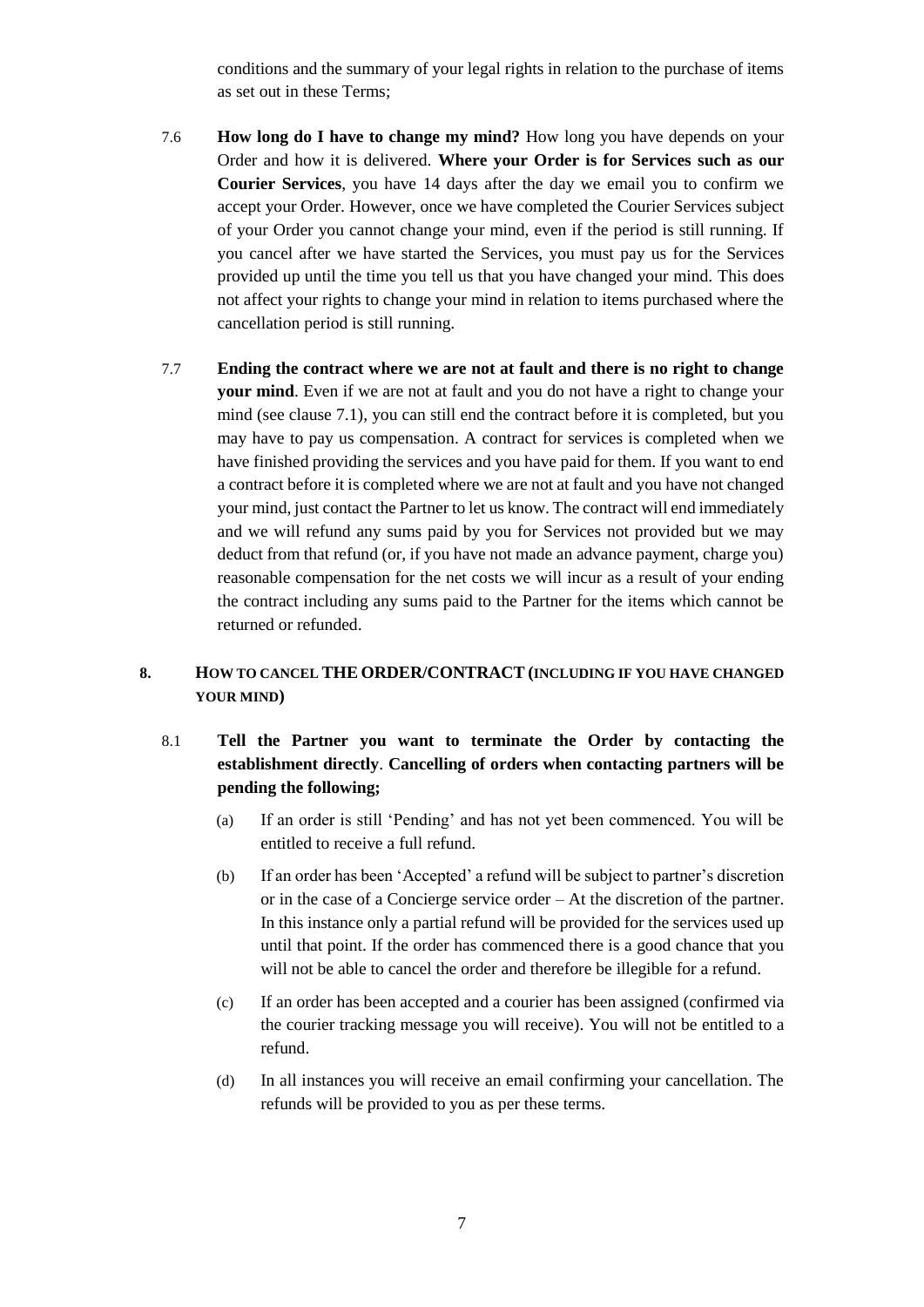conditions and the summary of your legal rights in relation to the purchase of items as set out in these Terms;

7.6 **How long do I have to change my mind?** How long you have depends on your Order and how it is delivered. **Where your Order is for Services such as our Courier Services**, you have 14 days after the day we email you to confirm we accept your Order. However, once we have completed the Courier Services subject of your Order you cannot change your mind, even if the period is still running. If you cancel after we have started the Services, you must pay us for the Services provided up until the time you tell us that you have changed your mind. This does not affect your rights to change your mind in relation to items purchased where the cancellation period is still running.

7.7 **Ending the contract where we are not at fault and there is no right to change your mind**. Even if we are not at fault and you do not have a right to change your mind (see clause 7.1), you can still end the contract before it is completed, but you may have to pay us compensation. A contract for services is completed when we have finished providing the services and you have paid for them. If you want to end a contract before it is completed where we are not at fault and you have not changed your mind, just contact the Partner to let us know. The contract will end immediately and we will refund any sums paid by you for Services not provided but we may deduct from that refund (or, if you have not made an advance payment, charge you) reasonable compensation for the net costs we will incur as a result of your ending the contract including any sums paid to the Partner for the items which cannot be returned or refunded.

## 8. HOW TO CANCEL THE ORDER/CONTRACT (INCLUDING IF YOU HAVE CHANGED YOUR MIND)

8.1 **Tell the Partner you want to terminate the Order by contacting the establishment directly**. **Cancelling of orders when contacting partners will be pending the following;**

(a) If an order is still 'Pending' and has not yet been commenced. You will be entitled to receive a full refund.

(b) If an order has been 'Accepted' a refund will be subject to partner's discretion or in the case of a Concierge service order – At the discretion of the partner. In this instance only a partial refund will be provided for the services used up until that point. If the order has commenced there is a good chance that you will not be able to cancel the order and therefore be illegible for a refund.

(c) If an order has been accepted and a courier has been assigned (confirmed via the courier tracking message you will receive). You will not be entitled to a refund.

(d) In all instances you will receive an email confirming your cancellation. The refunds will be provided to you as per these terms.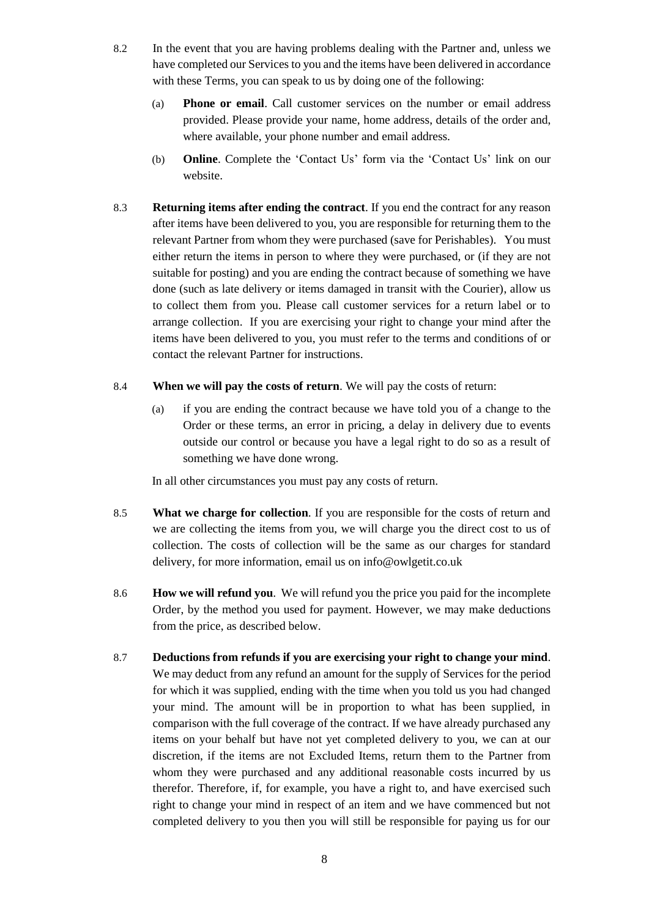8.2 In the event that you are having problems dealing with the Partner and, unless we have completed our Services to you and the items have been delivered in accordance with these Terms, you can speak to us by doing one of the following:

(a) **Phone or email**. Call customer services on the number or email address provided. Please provide your name, home address, details of the order and, where available, your phone number and email address.

(b) **Online**. Complete the 'Contact Us' form via the 'Contact Us' link on our website.

8.3 **Returning items after ending the contract**. If you end the contract for any reason after items have been delivered to you, you are responsible for returning them to the relevant Partner from whom they were purchased (save for Perishables). You must either return the items in person to where they were purchased, or (if they are not suitable for posting) and you are ending the contract because of something we have done (such as late delivery or items damaged in transit with the Courier), allow us to collect them from you. Please call customer services for a return label or to arrange collection. If you are exercising your right to change your mind after the items have been delivered to you, you must refer to the terms and conditions of or contact the relevant Partner for instructions.

8.4 **When we will pay the costs of return**. We will pay the costs of return:

(a) if you are ending the contract because we have told you of a change to the Order or these terms, an error in pricing, a delay in delivery due to events outside our control or because you have a legal right to do so as a result of something we have done wrong.

In all other circumstances you must pay any costs of return.

8.5 **What we charge for collection**. If you are responsible for the costs of return and we are collecting the items from you, we will charge you the direct cost to us of collection. The costs of collection will be the same as our charges for standard delivery, for more information, email us on info@owlgetit.co.uk

8.6 **How we will refund you**. We will refund you the price you paid for the incomplete Order, by the method you used for payment. However, we may make deductions from the price, as described below.

8.7 **Deductions from refunds if you are exercising your right to change your mind**. We may deduct from any refund an amount for the supply of Services for the period for which it was supplied, ending with the time when you told us you had changed your mind. The amount will be in proportion to what has been supplied, in comparison with the full coverage of the contract. If we have already purchased any items on your behalf but have not yet completed delivery to you, we can at our discretion, if the items are not Excluded Items, return them to the Partner from whom they were purchased and any additional reasonable costs incurred by us therefor. Therefore, if, for example, you have a right to, and have exercised such right to change your mind in respect of an item and we have commenced but not completed delivery to you then you will still be responsible for paying us for our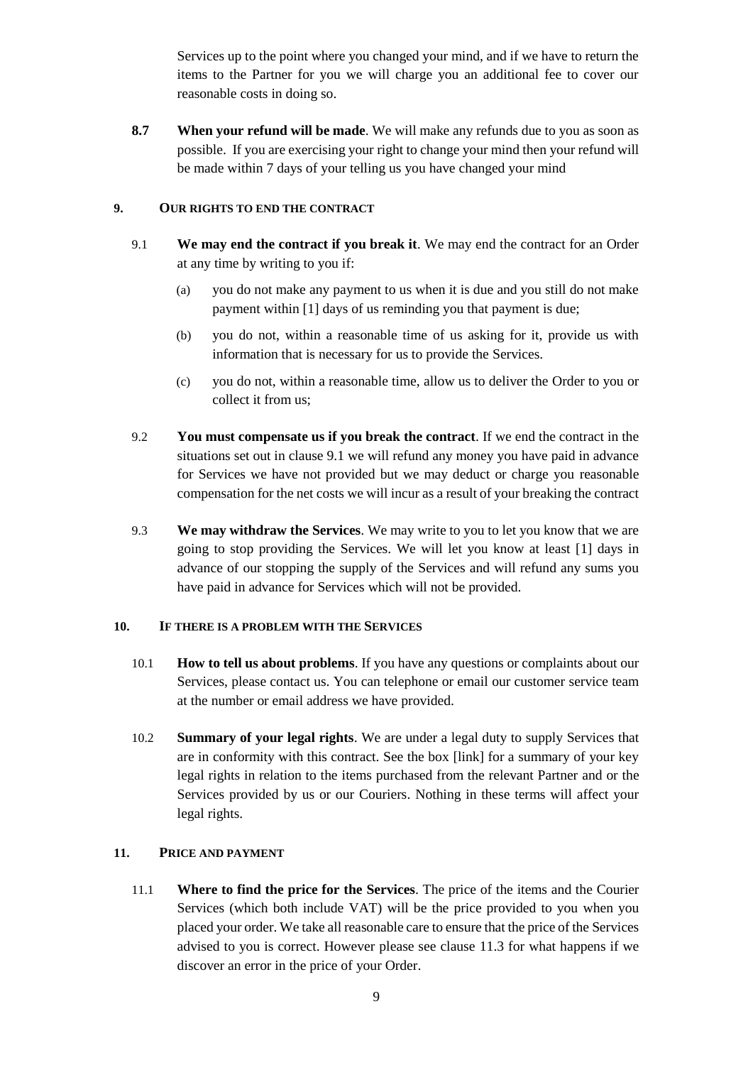Services up to the point where you changed your mind, and if we have to return the items to the Partner for you we will charge you an additional fee to cover our reasonable costs in doing so.

**8.7** **When your refund will be made**. We will make any refunds due to you as soon as possible. If you are exercising your right to change your mind then your refund will be made within 7 days of your telling us you have changed your mind

## 9. OUR RIGHTS TO END THE CONTRACT

9.1 **We may end the contract if you break it**. We may end the contract for an Order at any time by writing to you if:

(a) you do not make any payment to us when it is due and you still do not make payment within [1] days of us reminding you that payment is due;

(b) you do not, within a reasonable time of us asking for it, provide us with information that is necessary for us to provide the Services.

(c) you do not, within a reasonable time, allow us to deliver the Order to you or collect it from us;

9.2 **You must compensate us if you break the contract**. If we end the contract in the situations set out in clause 9.1 we will refund any money you have paid in advance for Services we have not provided but we may deduct or charge you reasonable compensation for the net costs we will incur as a result of your breaking the contract

9.3 **We may withdraw the Services**. We may write to you to let you know that we are going to stop providing the Services. We will let you know at least [1] days in advance of our stopping the supply of the Services and will refund any sums you have paid in advance for Services which will not be provided.

## 10. IF THERE IS A PROBLEM WITH THE SERVICES

10.1 **How to tell us about problems**. If you have any questions or complaints about our Services, please contact us. You can telephone or email our customer service team at the number or email address we have provided.

10.2 **Summary of your legal rights**. We are under a legal duty to supply Services that are in conformity with this contract. See the box [link] for a summary of your key legal rights in relation to the items purchased from the relevant Partner and or the Services provided by us or our Couriers. Nothing in these terms will affect your legal rights.

## 11. PRICE AND PAYMENT

11.1 **Where to find the price for the Services**. The price of the items and the Courier Services (which both include VAT) will be the price provided to you when you placed your order. We take all reasonable care to ensure that the price of the Services advised to you is correct. However please see clause 11.3 for what happens if we discover an error in the price of your Order.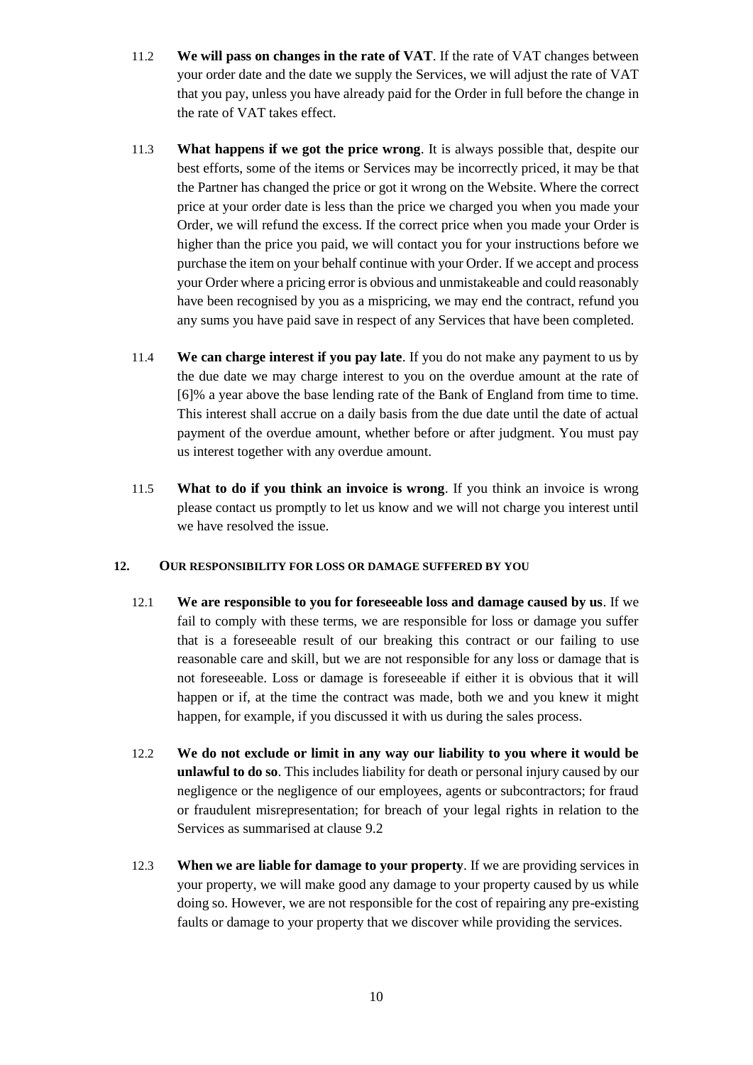11.2 **We will pass on changes in the rate of VAT**. If the rate of VAT changes between your order date and the date we supply the Services, we will adjust the rate of VAT that you pay, unless you have already paid for the Order in full before the change in the rate of VAT takes effect.

11.3 **What happens if we got the price wrong**. It is always possible that, despite our best efforts, some of the items or Services may be incorrectly priced, it may be that the Partner has changed the price or got it wrong on the Website. Where the correct price at your order date is less than the price we charged you when you made your Order, we will refund the excess. If the correct price when you made your Order is higher than the price you paid, we will contact you for your instructions before we purchase the item on your behalf continue with your Order. If we accept and process your Order where a pricing error is obvious and unmistakeable and could reasonably have been recognised by you as a mispricing, we may end the contract, refund you any sums you have paid save in respect of any Services that have been completed.

11.4 **We can charge interest if you pay late**. If you do not make any payment to us by the due date we may charge interest to you on the overdue amount at the rate of [6]% a year above the base lending rate of the Bank of England from time to time. This interest shall accrue on a daily basis from the due date until the date of actual payment of the overdue amount, whether before or after judgment. You must pay us interest together with any overdue amount.

11.5 **What to do if you think an invoice is wrong**. If you think an invoice is wrong please contact us promptly to let us know and we will not charge you interest until we have resolved the issue.

## 12. OUR RESPONSIBILITY FOR LOSS OR DAMAGE SUFFERED BY YOU

12.1 **We are responsible to you for foreseeable loss and damage caused by us**. If we fail to comply with these terms, we are responsible for loss or damage you suffer that is a foreseeable result of our breaking this contract or our failing to use reasonable care and skill, but we are not responsible for any loss or damage that is not foreseeable. Loss or damage is foreseeable if either it is obvious that it will happen or if, at the time the contract was made, both we and you knew it might happen, for example, if you discussed it with us during the sales process.

12.2 **We do not exclude or limit in any way our liability to you where it would be unlawful to do so**. This includes liability for death or personal injury caused by our negligence or the negligence of our employees, agents or subcontractors; for fraud or fraudulent misrepresentation; for breach of your legal rights in relation to the Services as summarised at clause 9.2

12.3 **When we are liable for damage to your property**. If we are providing services in your property, we will make good any damage to your property caused by us while doing so. However, we are not responsible for the cost of repairing any pre-existing faults or damage to your property that we discover while providing the services.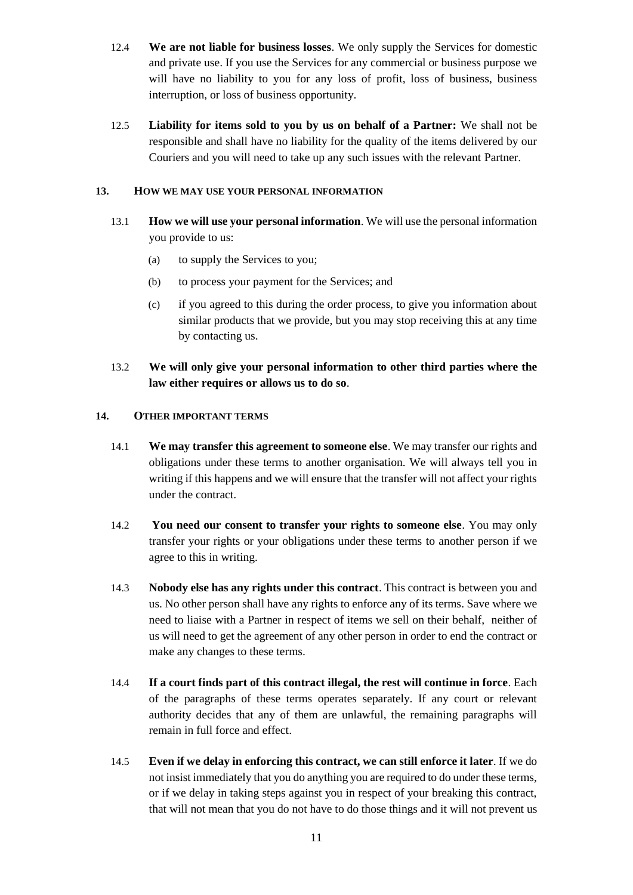12.4 **We are not liable for business losses**. We only supply the Services for domestic and private use. If you use the Services for any commercial or business purpose we will have no liability to you for any loss of profit, loss of business, business interruption, or loss of business opportunity.

12.5 **Liability for items sold to you by us on behalf of a Partner:** We shall not be responsible and shall have no liability for the quality of the items delivered by our Couriers and you will need to take up any such issues with the relevant Partner.

## 13. HOW WE MAY USE YOUR PERSONAL INFORMATION

13.1 **How we will use your personal information**. We will use the personal information you provide to us:

(a) to supply the Services to you;

(b) to process your payment for the Services; and

(c) if you agreed to this during the order process, to give you information about similar products that we provide, but you may stop receiving this at any time by contacting us.

13.2 **We will only give your personal information to other third parties where the law either requires or allows us to do so**.

## 14. OTHER IMPORTANT TERMS

14.1 **We may transfer this agreement to someone else**. We may transfer our rights and obligations under these terms to another organisation. We will always tell you in writing if this happens and we will ensure that the transfer will not affect your rights under the contract.

14.2 **You need our consent to transfer your rights to someone else**. You may only transfer your rights or your obligations under these terms to another person if we agree to this in writing.

14.3 **Nobody else has any rights under this contract**. This contract is between you and us. No other person shall have any rights to enforce any of its terms. Save where we need to liaise with a Partner in respect of items we sell on their behalf, neither of us will need to get the agreement of any other person in order to end the contract or make any changes to these terms.

14.4 **If a court finds part of this contract illegal, the rest will continue in force**. Each of the paragraphs of these terms operates separately. If any court or relevant authority decides that any of them are unlawful, the remaining paragraphs will remain in full force and effect.

14.5 **Even if we delay in enforcing this contract, we can still enforce it later**. If we do not insist immediately that you do anything you are required to do under these terms, or if we delay in taking steps against you in respect of your breaking this contract, that will not mean that you do not have to do those things and it will not prevent us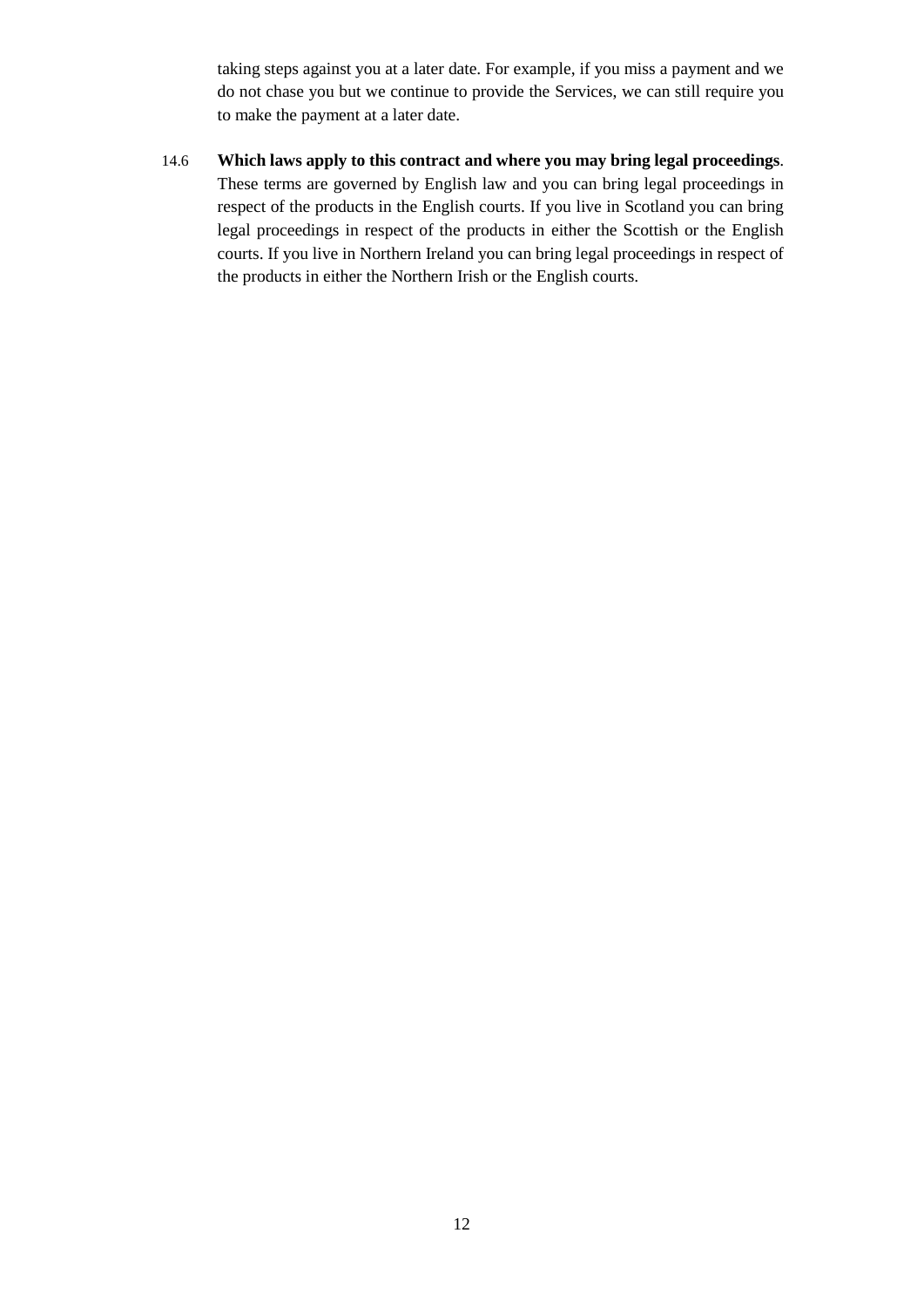taking steps against you at a later date. For example, if you miss a payment and we do not chase you but we continue to provide the Services, we can still require you to make the payment at a later date.

14.6 **Which laws apply to this contract and where you may bring legal proceedings**. These terms are governed by English law and you can bring legal proceedings in respect of the products in the English courts. If you live in Scotland you can bring legal proceedings in respect of the products in either the Scottish or the English courts. If you live in Northern Ireland you can bring legal proceedings in respect of the products in either the Northern Irish or the English courts.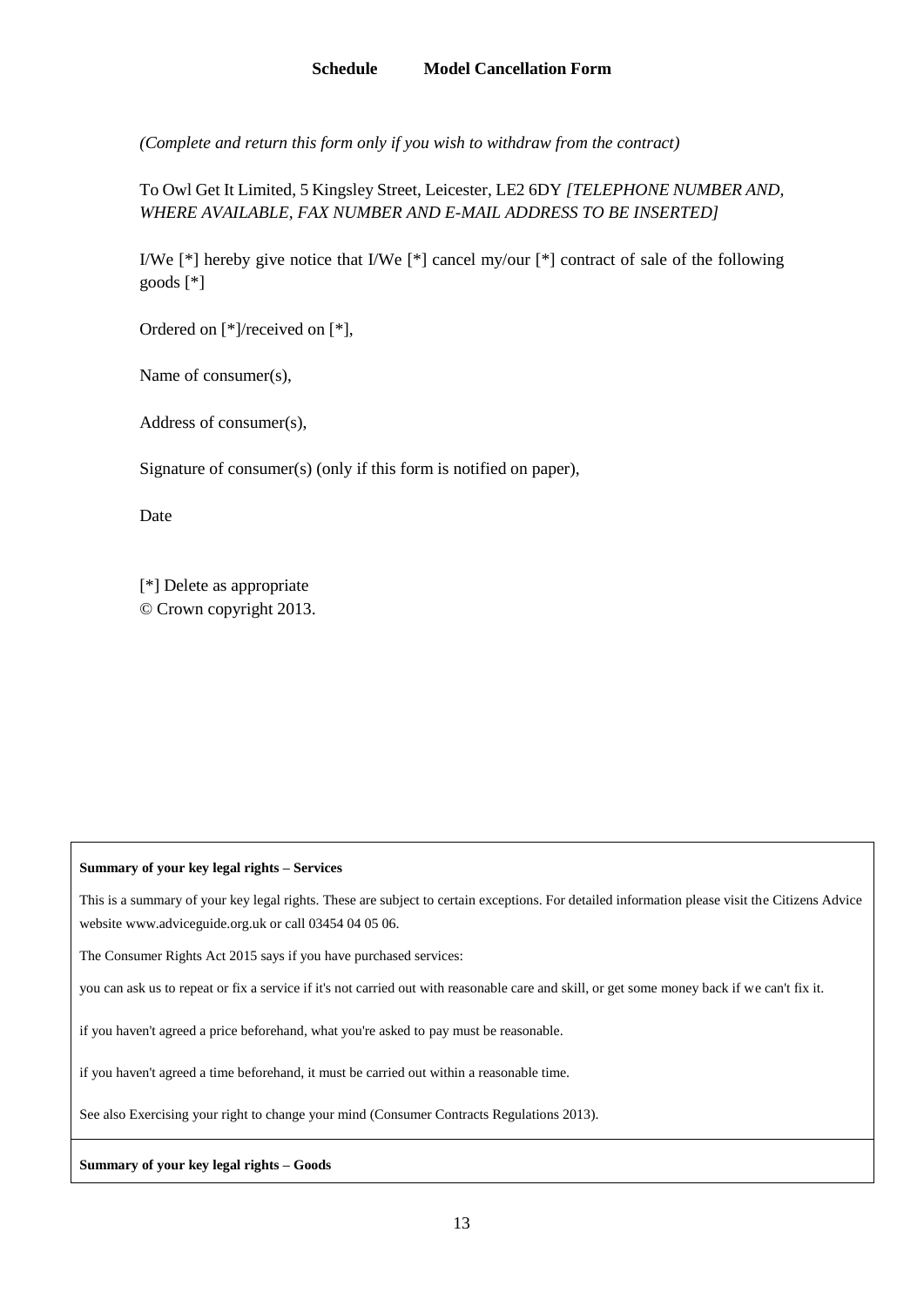## Schedule Model Cancellation Form

*(Complete and return this form only if you wish to withdraw from the contract)*

To Owl Get It Limited, 5 Kingsley Street, Leicester, LE2 6DY *[TELEPHONE NUMBER AND, WHERE AVAILABLE, FAX NUMBER AND E-MAIL ADDRESS TO BE INSERTED]*

I/We [*] hereby give notice that I/We [*] cancel my/our [*] contract of sale of the following goods [*]

Ordered on [*]/received on [*],

Name of consumer(s),

Address of consumer(s),

Signature of consumer(s) (only if this form is notified on paper),

Date

[*] Delete as appropriate
© Crown copyright 2013.

**Summary of your key legal rights – Services**

This is a summary of your key legal rights. These are subject to certain exceptions. For detailed information please visit the Citizens Advice website www.adviceguide.org.uk or call 03454 04 05 06.

The Consumer Rights Act 2015 says if you have purchased services:

you can ask us to repeat or fix a service if it's not carried out with reasonable care and skill, or get some money back if we can't fix it.

if you haven't agreed a price beforehand, what you're asked to pay must be reasonable.

if you haven't agreed a time beforehand, it must be carried out within a reasonable time.

See also Exercising your right to change your mind (Consumer Contracts Regulations 2013).

**Summary of your key legal rights – Goods**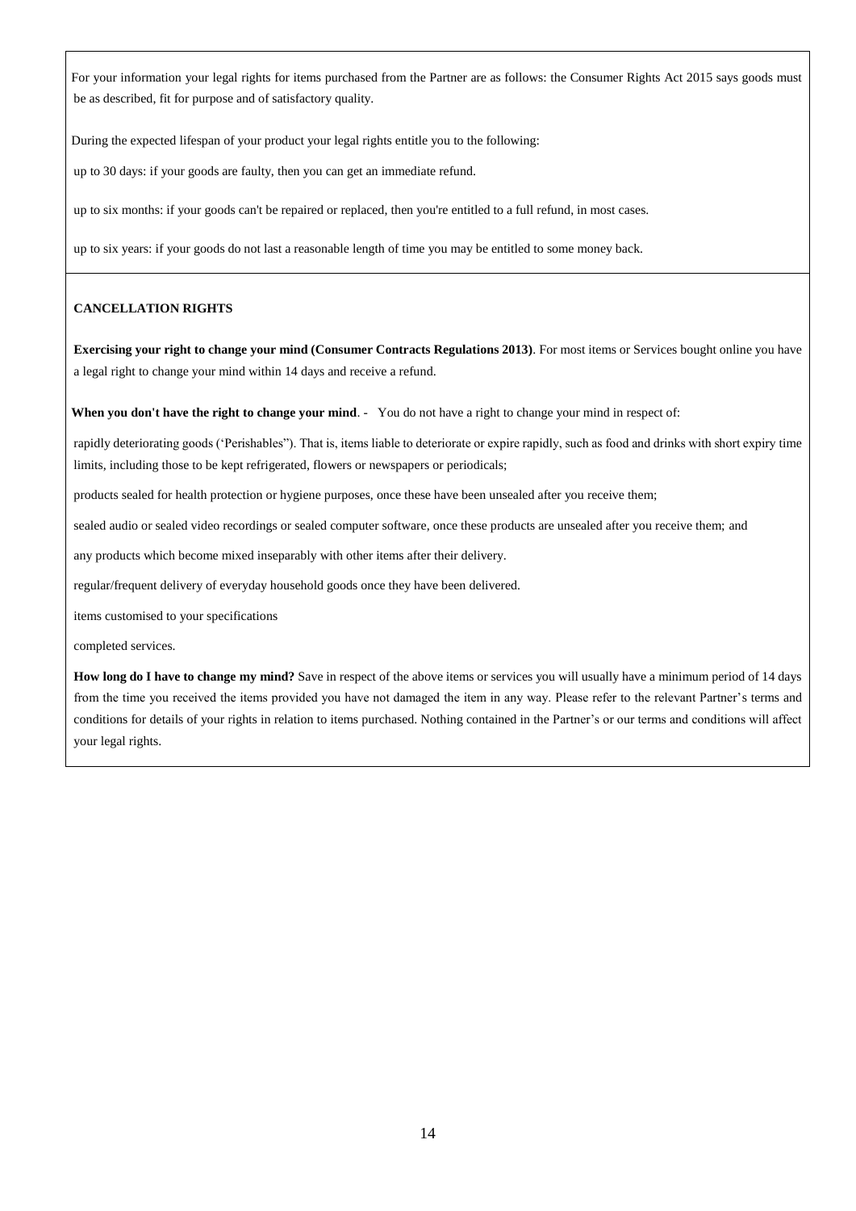For your information your legal rights for items purchased from the Partner are as follows: the Consumer Rights Act 2015 says goods must be as described, fit for purpose and of satisfactory quality.

During the expected lifespan of your product your legal rights entitle you to the following:

up to 30 days: if your goods are faulty, then you can get an immediate refund.

up to six months: if your goods can't be repaired or replaced, then you're entitled to a full refund, in most cases.

up to six years: if your goods do not last a reasonable length of time you may be entitled to some money back.

**CANCELLATION RIGHTS**

**Exercising your right to change your mind (Consumer Contracts Regulations 2013)**. For most items or Services bought online you have a legal right to change your mind within 14 days and receive a refund.

**When you don't have the right to change your mind**. - You do not have a right to change your mind in respect of:

rapidly deteriorating goods ('Perishables"). That is, items liable to deteriorate or expire rapidly, such as food and drinks with short expiry time limits, including those to be kept refrigerated, flowers or newspapers or periodicals;

products sealed for health protection or hygiene purposes, once these have been unsealed after you receive them;

sealed audio or sealed video recordings or sealed computer software, once these products are unsealed after you receive them; and

any products which become mixed inseparably with other items after their delivery.

regular/frequent delivery of everyday household goods once they have been delivered.

items customised to your specifications

completed services.

**How long do I have to change my mind?** Save in respect of the above items or services you will usually have a minimum period of 14 days from the time you received the items provided you have not damaged the item in any way. Please refer to the relevant Partner's terms and conditions for details of your rights in relation to items purchased. Nothing contained in the Partner's or our terms and conditions will affect your legal rights.